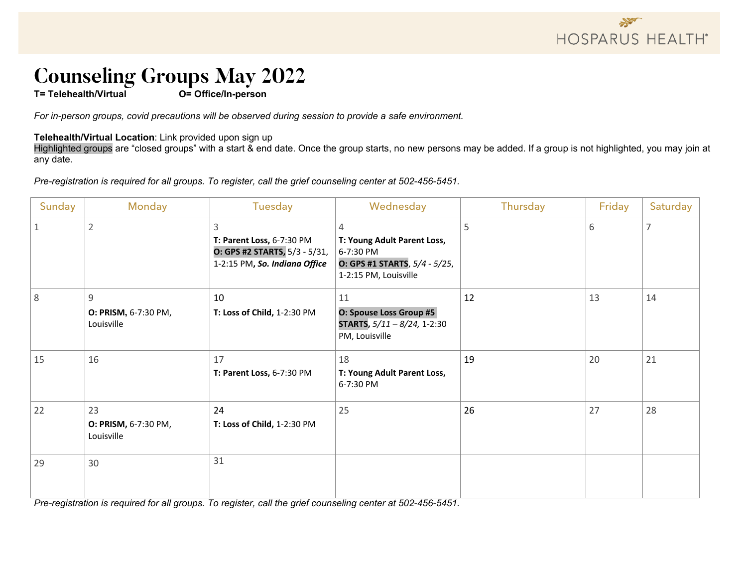HOSPARUS HEALTH®

# Counseling Groups May 2022

**T= Telehealth/Virtual** **O= Office/In-person**

*For in-person groups, covid precautions will be observed during session to provide a safe environment.*

**Telehealth/Virtual Location**: Link provided upon sign up
Highlighted groups are "closed groups" with a start & end date. Once the group starts, no new persons may be added. If a group is not highlighted, you may join at any date.

*Pre-registration is required for all groups. To register, call the grief counseling center at 502-456-5451.*

| Sunday | Monday | Tuesday | Wednesday | Thursday | Friday | Saturday |
|---|---|---|---|---|---|---|
| 1 | 2 | 3 **T: Parent Loss,** 6-7:30 PM **O: GPS #2 STARTS,** 5/3 - 5/31, 1-2:15 PM**, *So. Indiana Office*** | 4 **T: Young Adult Parent Loss,** 6-7:30 PM **O: GPS #1 STARTS**, *5/4 - 5/25*, 1-2:15 PM, Louisville | 5 | 6 | 7 |
| 8 | 9 **O: PRISM,** 6-7:30 PM, Louisville | 10 **T: Loss of Child,** 1-2:30 PM | 11 **O: Spouse Loss Group #5 STARTS**, *5/11 – 8/24,* 1-2:30 PM, Louisville | 12 | 13 | 14 |
| 15 | 16 | 17 **T: Parent Loss,** 6-7:30 PM | 18 **T: Young Adult Parent Loss,** 6-7:30 PM | 19 | 20 | 21 |
| 22 | 23 **O: PRISM,** 6-7:30 PM, Louisville | 24 **T: Loss of Child,** 1-2:30 PM | 25 | 26 | 27 | 28 |
| 29 | 30 | 31 | | | | |

*Pre-registration is required for all groups. To register, call the grief counseling center at 502-456-5451.*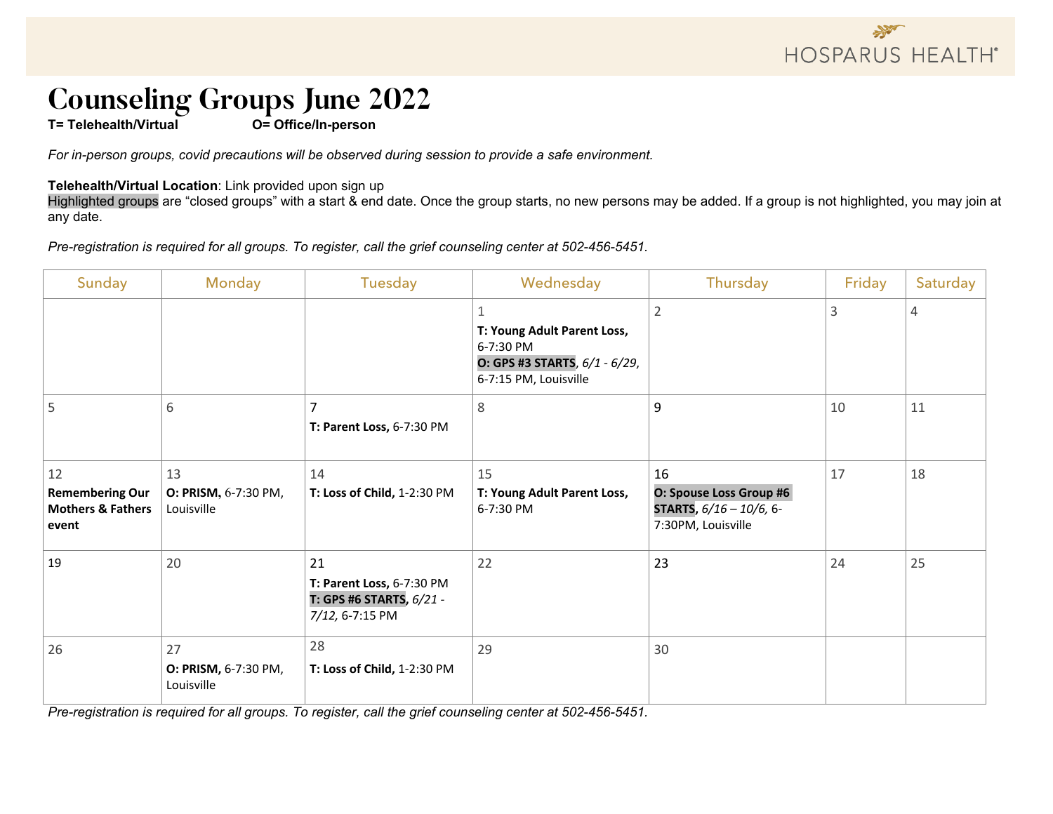# Counseling Groups June 2022

**T= Telehealth/Virtual** **O= Office/In-person**

*For in-person groups, covid precautions will be observed during session to provide a safe environment.*

**Telehealth/Virtual Location**: Link provided upon sign up

Highlighted groups are "closed groups" with a start & end date. Once the group starts, no new persons may be added. If a group is not highlighted, you may join at any date.

*Pre-registration is required for all groups. To register, call the grief counseling center at 502-456-5451.*

| Sunday | Monday | Tuesday | Wednesday | Thursday | Friday | Saturday |
|---|---|---|---|---|---|---|
| | | | 1 **T: Young Adult Parent Loss,** 6-7:30 PM **O: GPS #3 STARTS**, *6/1 - 6/29*, 6-7:15 PM, Louisville | 2 | 3 | 4 |
| 5 | 6 | 7 **T: Parent Loss,** 6-7:30 PM | 8 | 9 | 10 | 11 |
| 12 **Remembering Our Mothers & Fathers event** | 13 **O: PRISM,** 6-7:30 PM, Louisville | 14 **T: Loss of Child,** 1-2:30 PM | 15 **T: Young Adult Parent Loss,** 6-7:30 PM | 16 **O: Spouse Loss Group #6 STARTS**, *6/16 – 10/6,* 6-7:30PM, Louisville | 17 | 18 |
| 19 | 20 | 21 **T: Parent Loss,** 6-7:30 PM **T: GPS #6 STARTS**, *6/21 - 7/12,* 6-7:15 PM | 22 | 23 | 24 | 25 |
| 26 | 27 **O: PRISM,** 6-7:30 PM, Louisville | 28 **T: Loss of Child,** 1-2:30 PM | 29 | 30 | | |

*Pre-registration is required for all groups. To register, call the grief counseling center at 502-456-5451.*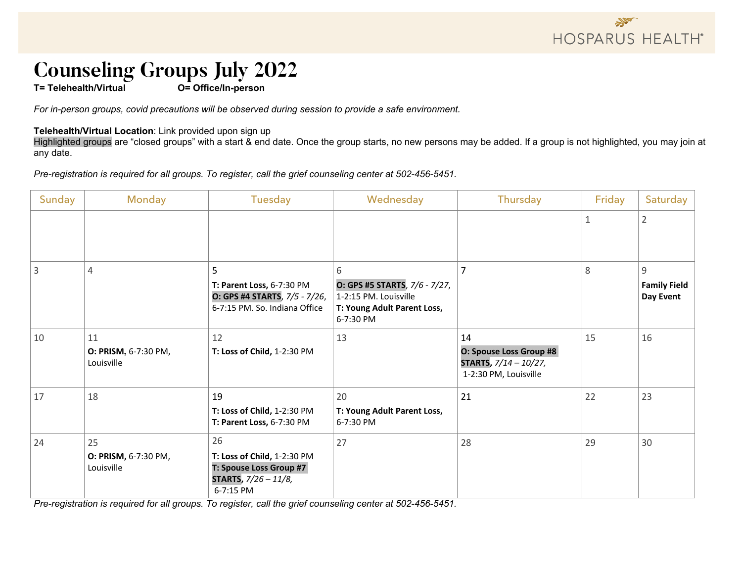HOSPARUS HEALTH

# Counseling Groups July 2022

**T= Telehealth/Virtual** **O= Office/In-person**

*For in-person groups, covid precautions will be observed during session to provide a safe environment.*

**Telehealth/Virtual Location**: Link provided upon sign up

Highlighted groups are "closed groups" with a start & end date. Once the group starts, no new persons may be added. If a group is not highlighted, you may join at any date.

*Pre-registration is required for all groups. To register, call the grief counseling center at 502-456-5451.*

| Sunday | Monday | Tuesday | Wednesday | Thursday | Friday | Saturday |
|---|---|---|---|---|---|---|
| | | | | | 1 | 2 |
| 3 | 4 | 5<br>**T: Parent Loss,** 6-7:30 PM<br>**O: GPS #4 STARTS**, *7/5 - 7/26*, 6-7:15 PM. So. Indiana Office | 6<br>**O: GPS #5 STARTS**, *7/6 - 7/27*, 1-2:15 PM. Louisville<br>**T: Young Adult Parent Loss,** 6-7:30 PM | 7 | 8 | 9<br>**Family Field Day Event** |
| 10 | 11<br>**O: PRISM,** 6-7:30 PM, Louisville | 12<br>**T: Loss of Child,** 1-2:30 PM | 13 | 14<br>**O: Spouse Loss Group #8 STARTS**, *7/14 – 10/27*, 1-2:30 PM, Louisville | 15 | 16 |
| 17 | 18 | 19<br>**T: Loss of Child,** 1-2:30 PM<br>**T: Parent Loss,** 6-7:30 PM | 20<br>**T: Young Adult Parent Loss,** 6-7:30 PM | 21 | 22 | 23 |
| 24 | 25<br>**O: PRISM,** 6-7:30 PM, Louisville | 26<br>**T: Loss of Child,** 1-2:30 PM<br>**T: Spouse Loss Group #7 STARTS**, *7/26 – 11/8*, 6-7:15 PM | 27 | 28 | 29 | 30 |

*Pre-registration is required for all groups. To register, call the grief counseling center at 502-456-5451.*